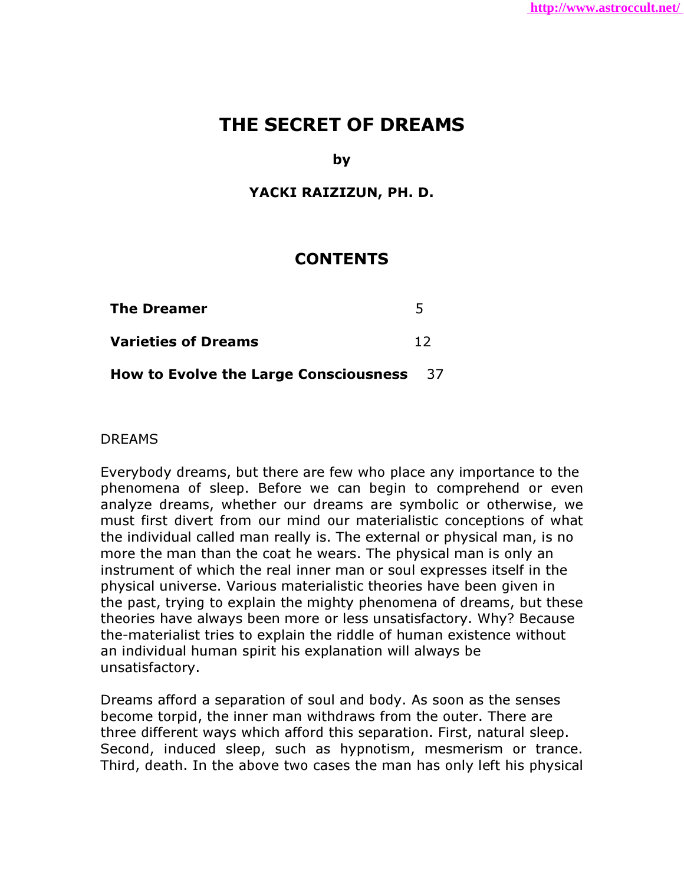# THE SECRET OF DREAMS

**by**

**YACKI RAIZIZUN, PH. D.**

## CONTENTS

| | |
|---|---|
| **The Dreamer** | 5 |
| **Varieties of Dreams** | 12 |
| **How to Evolve the Large Consciousness** | 37 |

DREAMS

Everybody dreams, but there are few who place any importance to the phenomena of sleep. Before we can begin to comprehend or even analyze dreams, whether our dreams are symbolic or otherwise, we must first divert from our mind our materialistic conceptions of what the individual called man really is. The external or physical man, is no more the man than the coat he wears. The physical man is only an instrument of which the real inner man or soul expresses itself in the physical universe. Various materialistic theories have been given in the past, trying to explain the mighty phenomena of dreams, but these theories have always been more or less unsatisfactory. Why? Because the-materialist tries to explain the riddle of human existence without an individual human spirit his explanation will always be unsatisfactory.

Dreams afford a separation of soul and body. As soon as the senses become torpid, the inner man withdraws from the outer. There are three different ways which afford this separation. First, natural sleep. Second, induced sleep, such as hypnotism, mesmerism or trance. Third, death. In the above two cases the man has only left his physical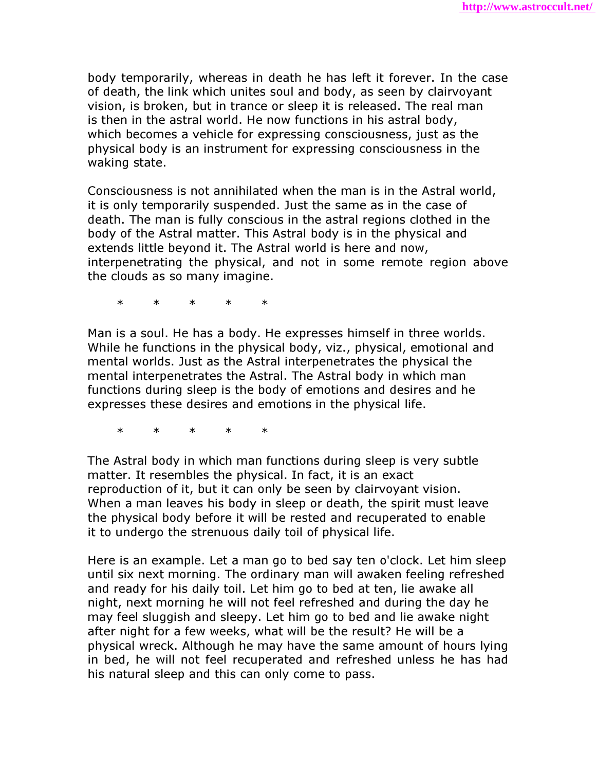body temporarily, whereas in death he has left it forever. In the case of death, the link which unites soul and body, as seen by clairvoyant vision, is broken, but in trance or sleep it is released. The real man is then in the astral world. He now functions in his astral body, which becomes a vehicle for expressing consciousness, just as the physical body is an instrument for expressing consciousness in the waking state.

Consciousness is not annihilated when the man is in the Astral world, it is only temporarily suspended. Just the same as in the case of death. The man is fully conscious in the astral regions clothed in the body of the Astral matter. This Astral body is in the physical and extends little beyond it. The Astral world is here and now, interpenetrating the physical, and not in some remote region above the clouds as so many imagine.

\* \* \* \* \*

Man is a soul. He has a body. He expresses himself in three worlds. While he functions in the physical body, viz., physical, emotional and mental worlds. Just as the Astral interpenetrates the physical the mental interpenetrates the Astral. The Astral body in which man functions during sleep is the body of emotions and desires and he expresses these desires and emotions in the physical life.

\* \* \* \* \*

The Astral body in which man functions during sleep is very subtle matter. It resembles the physical. In fact, it is an exact reproduction of it, but it can only be seen by clairvoyant vision. When a man leaves his body in sleep or death, the spirit must leave the physical body before it will be rested and recuperated to enable it to undergo the strenuous daily toil of physical life.

Here is an example. Let a man go to bed say ten o'clock. Let him sleep until six next morning. The ordinary man will awaken feeling refreshed and ready for his daily toil. Let him go to bed at ten, lie awake all night, next morning he will not feel refreshed and during the day he may feel sluggish and sleepy. Let him go to bed and lie awake night after night for a few weeks, what will be the result? He will be a physical wreck. Although he may have the same amount of hours lying in bed, he will not feel recuperated and refreshed unless he has had his natural sleep and this can only come to pass.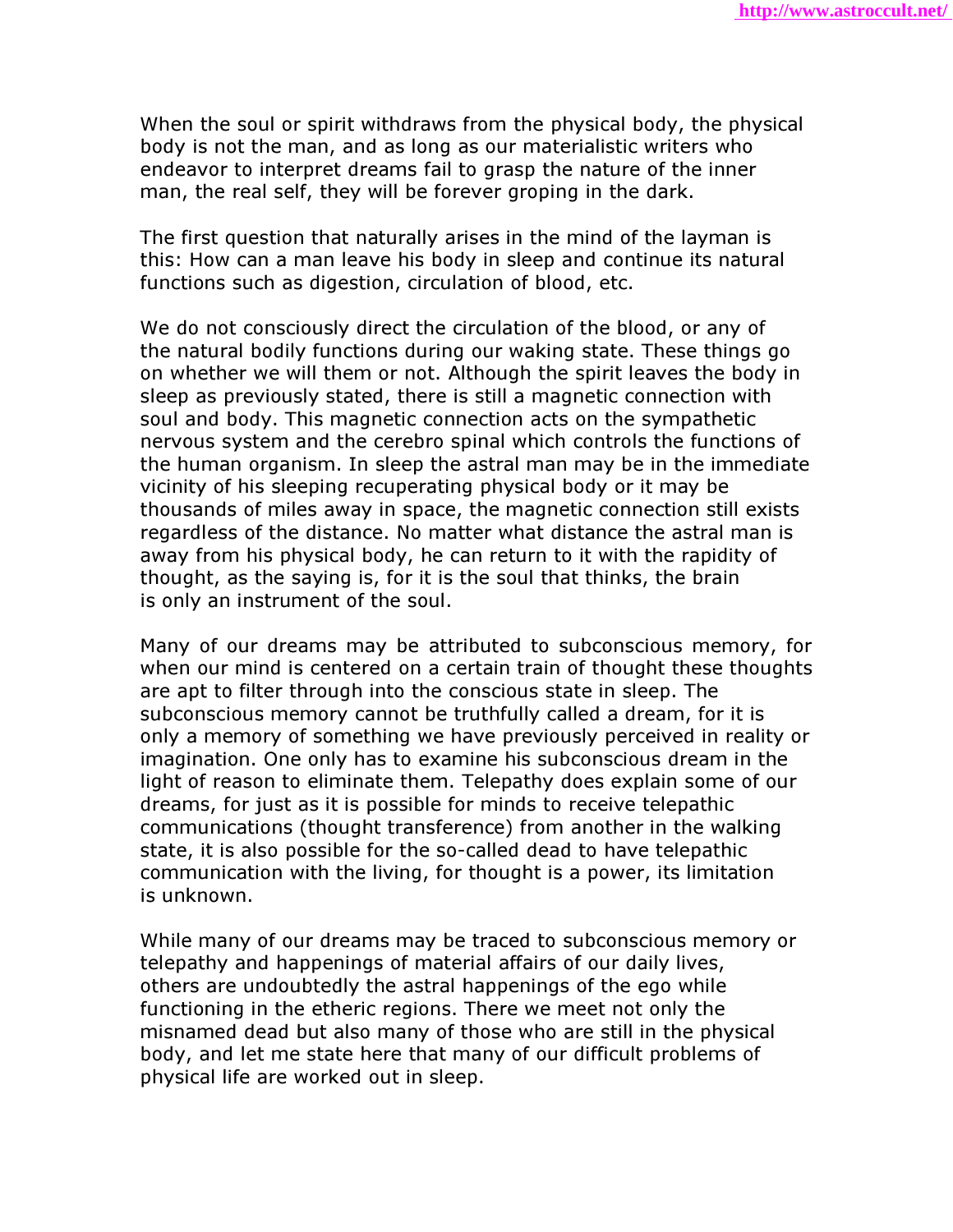When the soul or spirit withdraws from the physical body, the physical body is not the man, and as long as our materialistic writers who endeavor to interpret dreams fail to grasp the nature of the inner man, the real self, they will be forever groping in the dark.

The first question that naturally arises in the mind of the layman is this: How can a man leave his body in sleep and continue its natural functions such as digestion, circulation of blood, etc.

We do not consciously direct the circulation of the blood, or any of the natural bodily functions during our waking state. These things go on whether we will them or not. Although the spirit leaves the body in sleep as previously stated, there is still a magnetic connection with soul and body. This magnetic connection acts on the sympathetic nervous system and the cerebro spinal which controls the functions of the human organism. In sleep the astral man may be in the immediate vicinity of his sleeping recuperating physical body or it may be thousands of miles away in space, the magnetic connection still exists regardless of the distance. No matter what distance the astral man is away from his physical body, he can return to it with the rapidity of thought, as the saying is, for it is the soul that thinks, the brain is only an instrument of the soul.

Many of our dreams may be attributed to subconscious memory, for when our mind is centered on a certain train of thought these thoughts are apt to filter through into the conscious state in sleep. The subconscious memory cannot be truthfully called a dream, for it is only a memory of something we have previously perceived in reality or imagination. One only has to examine his subconscious dream in the light of reason to eliminate them. Telepathy does explain some of our dreams, for just as it is possible for minds to receive telepathic communications (thought transference) from another in the walking state, it is also possible for the so-called dead to have telepathic communication with the living, for thought is a power, its limitation is unknown.

While many of our dreams may be traced to subconscious memory or telepathy and happenings of material affairs of our daily lives, others are undoubtedly the astral happenings of the ego while functioning in the etheric regions. There we meet not only the misnamed dead but also many of those who are still in the physical body, and let me state here that many of our difficult problems of physical life are worked out in sleep.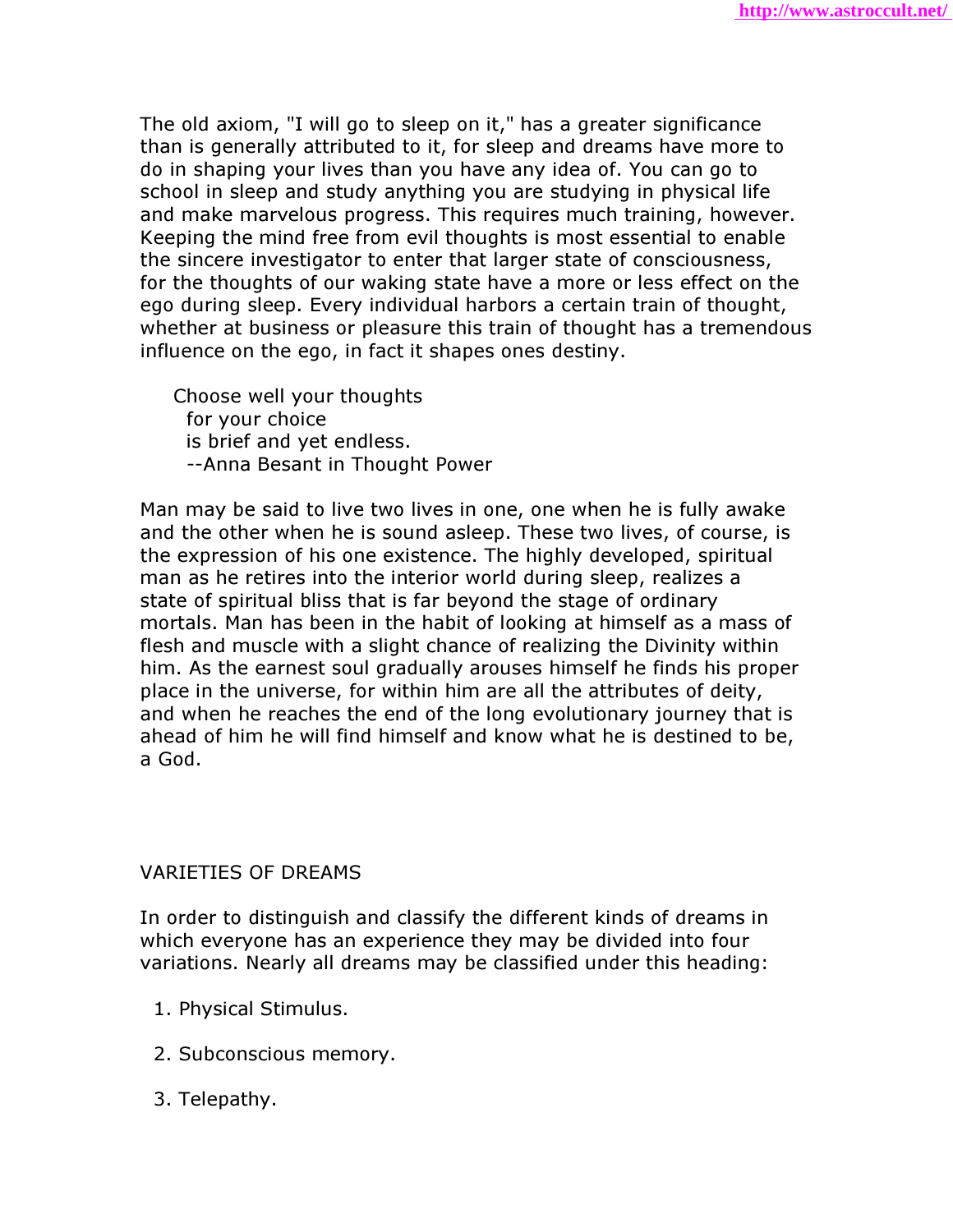The old axiom, "I will go to sleep on it," has a greater significance than is generally attributed to it, for sleep and dreams have more to do in shaping your lives than you have any idea of. You can go to school in sleep and study anything you are studying in physical life and make marvelous progress. This requires much training, however. Keeping the mind free from evil thoughts is most essential to enable the sincere investigator to enter that larger state of consciousness, for the thoughts of our waking state have a more or less effect on the ego during sleep. Every individual harbors a certain train of thought, whether at business or pleasure this train of thought has a tremendous influence on the ego, in fact it shapes ones destiny.

> Choose well your thoughts
> for your choice
> is brief and yet endless.
> --Anna Besant in Thought Power

Man may be said to live two lives in one, one when he is fully awake and the other when he is sound asleep. These two lives, of course, is the expression of his one existence. The highly developed, spiritual man as he retires into the interior world during sleep, realizes a state of spiritual bliss that is far beyond the stage of ordinary mortals. Man has been in the habit of looking at himself as a mass of flesh and muscle with a slight chance of realizing the Divinity within him. As the earnest soul gradually arouses himself he finds his proper place in the universe, for within him are all the attributes of deity, and when he reaches the end of the long evolutionary journey that is ahead of him he will find himself and know what he is destined to be, a God.

## VARIETIES OF DREAMS

In order to distinguish and classify the different kinds of dreams in which everyone has an experience they may be divided into four variations. Nearly all dreams may be classified under this heading:

1. Physical Stimulus.
2. Subconscious memory.
3. Telepathy.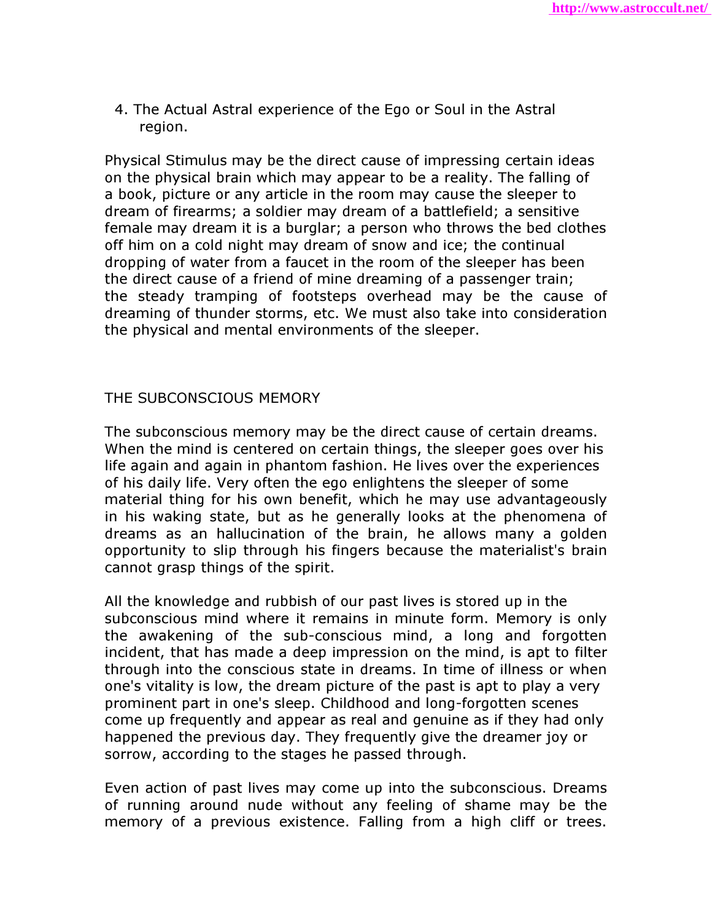4. The Actual Astral experience of the Ego or Soul in the Astral region.

Physical Stimulus may be the direct cause of impressing certain ideas on the physical brain which may appear to be a reality. The falling of a book, picture or any article in the room may cause the sleeper to dream of firearms; a soldier may dream of a battlefield; a sensitive female may dream it is a burglar; a person who throws the bed clothes off him on a cold night may dream of snow and ice; the continual dropping of water from a faucet in the room of the sleeper has been the direct cause of a friend of mine dreaming of a passenger train; the steady tramping of footsteps overhead may be the cause of dreaming of thunder storms, etc. We must also take into consideration the physical and mental environments of the sleeper.

## THE SUBCONSCIOUS MEMORY

The subconscious memory may be the direct cause of certain dreams. When the mind is centered on certain things, the sleeper goes over his life again and again in phantom fashion. He lives over the experiences of his daily life. Very often the ego enlightens the sleeper of some material thing for his own benefit, which he may use advantageously in his waking state, but as he generally looks at the phenomena of dreams as an hallucination of the brain, he allows many a golden opportunity to slip through his fingers because the materialist's brain cannot grasp things of the spirit.

All the knowledge and rubbish of our past lives is stored up in the subconscious mind where it remains in minute form. Memory is only the awakening of the sub-conscious mind, a long and forgotten incident, that has made a deep impression on the mind, is apt to filter through into the conscious state in dreams. In time of illness or when one's vitality is low, the dream picture of the past is apt to play a very prominent part in one's sleep. Childhood and long-forgotten scenes come up frequently and appear as real and genuine as if they had only happened the previous day. They frequently give the dreamer joy or sorrow, according to the stages he passed through.

Even action of past lives may come up into the subconscious. Dreams of running around nude without any feeling of shame may be the memory of a previous existence. Falling from a high cliff or trees.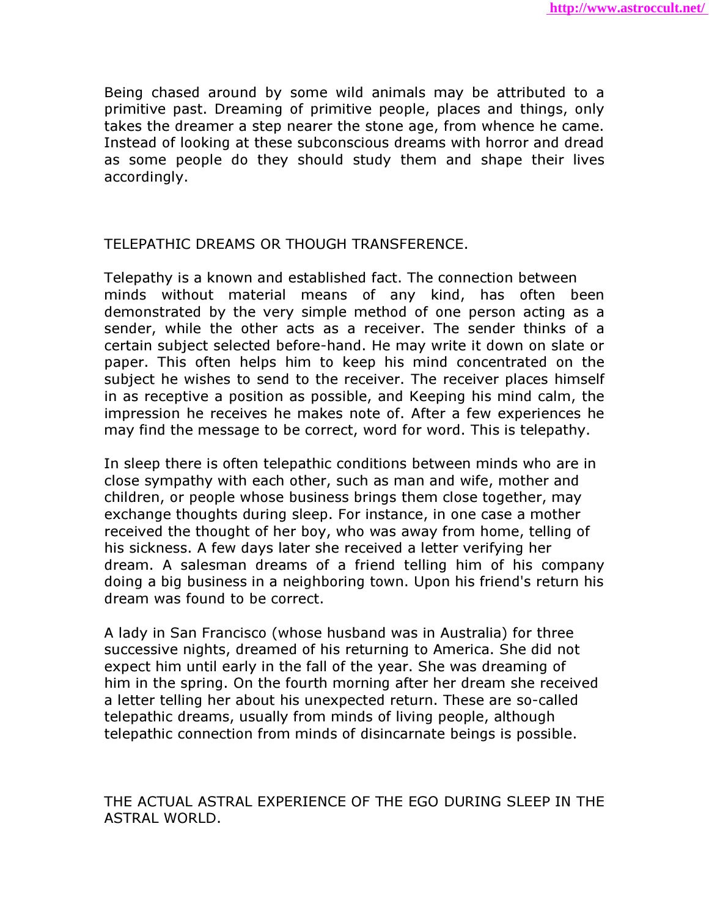Being chased around by some wild animals may be attributed to a primitive past. Dreaming of primitive people, places and things, only takes the dreamer a step nearer the stone age, from whence he came. Instead of looking at these subconscious dreams with horror and dread as some people do they should study them and shape their lives accordingly.

## TELEPATHIC DREAMS OR THOUGH TRANSFERENCE.

Telepathy is a known and established fact. The connection between minds without material means of any kind, has often been demonstrated by the very simple method of one person acting as a sender, while the other acts as a receiver. The sender thinks of a certain subject selected before-hand. He may write it down on slate or paper. This often helps him to keep his mind concentrated on the subject he wishes to send to the receiver. The receiver places himself in as receptive a position as possible, and Keeping his mind calm, the impression he receives he makes note of. After a few experiences he may find the message to be correct, word for word. This is telepathy.

In sleep there is often telepathic conditions between minds who are in close sympathy with each other, such as man and wife, mother and children, or people whose business brings them close together, may exchange thoughts during sleep. For instance, in one case a mother received the thought of her boy, who was away from home, telling of his sickness. A few days later she received a letter verifying her dream. A salesman dreams of a friend telling him of his company doing a big business in a neighboring town. Upon his friend's return his dream was found to be correct.

A lady in San Francisco (whose husband was in Australia) for three successive nights, dreamed of his returning to America. She did not expect him until early in the fall of the year. She was dreaming of him in the spring. On the fourth morning after her dream she received a letter telling her about his unexpected return. These are so-called telepathic dreams, usually from minds of living people, although telepathic connection from minds of disincarnate beings is possible.

## THE ACTUAL ASTRAL EXPERIENCE OF THE EGO DURING SLEEP IN THE ASTRAL WORLD.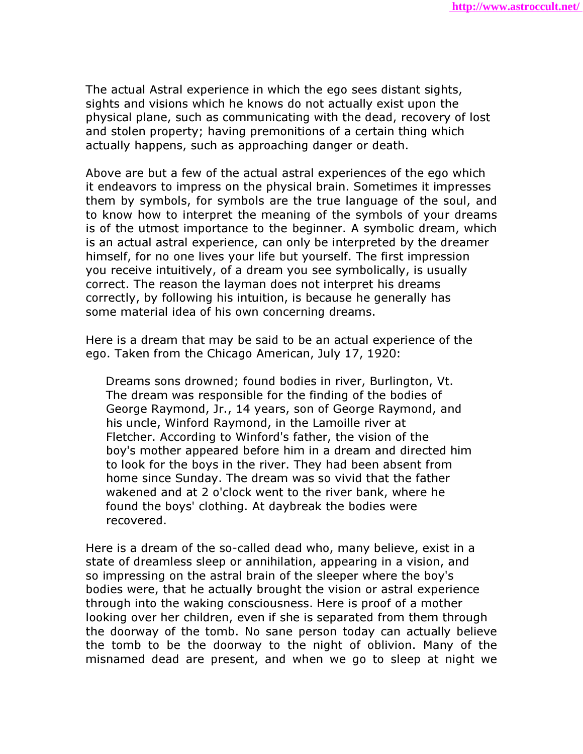The actual Astral experience in which the ego sees distant sights, sights and visions which he knows do not actually exist upon the physical plane, such as communicating with the dead, recovery of lost and stolen property; having premonitions of a certain thing which actually happens, such as approaching danger or death.

Above are but a few of the actual astral experiences of the ego which it endeavors to impress on the physical brain. Sometimes it impresses them by symbols, for symbols are the true language of the soul, and to know how to interpret the meaning of the symbols of your dreams is of the utmost importance to the beginner. A symbolic dream, which is an actual astral experience, can only be interpreted by the dreamer himself, for no one lives your life but yourself. The first impression you receive intuitively, of a dream you see symbolically, is usually correct. The reason the layman does not interpret his dreams correctly, by following his intuition, is because he generally has some material idea of his own concerning dreams.

Here is a dream that may be said to be an actual experience of the ego. Taken from the Chicago American, July 17, 1920:

> Dreams sons drowned; found bodies in river, Burlington, Vt. The dream was responsible for the finding of the bodies of George Raymond, Jr., 14 years, son of George Raymond, and his uncle, Winford Raymond, in the Lamoille river at Fletcher. According to Winford's father, the vision of the boy's mother appeared before him in a dream and directed him to look for the boys in the river. They had been absent from home since Sunday. The dream was so vivid that the father wakened and at 2 o'clock went to the river bank, where he found the boys' clothing. At daybreak the bodies were recovered.

Here is a dream of the so-called dead who, many believe, exist in a state of dreamless sleep or annihilation, appearing in a vision, and so impressing on the astral brain of the sleeper where the boy's bodies were, that he actually brought the vision or astral experience through into the waking consciousness. Here is proof of a mother looking over her children, even if she is separated from them through the doorway of the tomb. No sane person today can actually believe the tomb to be the doorway to the night of oblivion. Many of the misnamed dead are present, and when we go to sleep at night we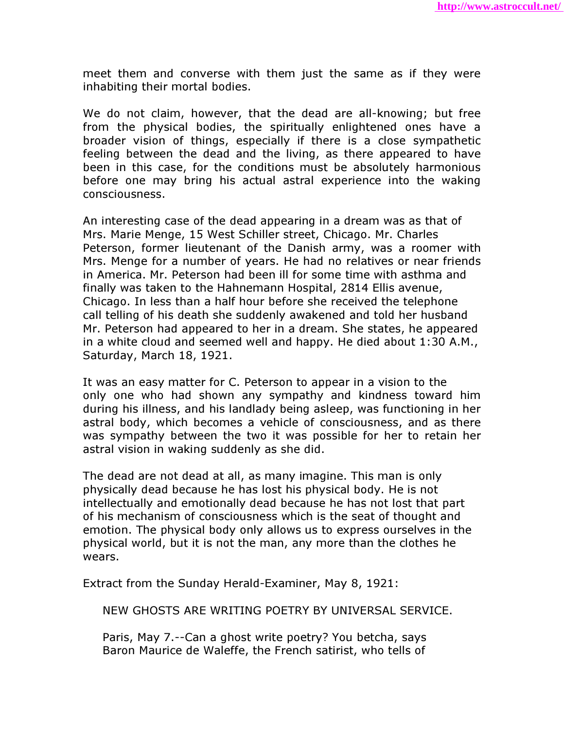meet them and converse with them just the same as if they were inhabiting their mortal bodies.

We do not claim, however, that the dead are all-knowing; but free from the physical bodies, the spiritually enlightened ones have a broader vision of things, especially if there is a close sympathetic feeling between the dead and the living, as there appeared to have been in this case, for the conditions must be absolutely harmonious before one may bring his actual astral experience into the waking consciousness.

An interesting case of the dead appearing in a dream was as that of Mrs. Marie Menge, 15 West Schiller street, Chicago. Mr. Charles Peterson, former lieutenant of the Danish army, was a roomer with Mrs. Menge for a number of years. He had no relatives or near friends in America. Mr. Peterson had been ill for some time with asthma and finally was taken to the Hahnemann Hospital, 2814 Ellis avenue, Chicago. In less than a half hour before she received the telephone call telling of his death she suddenly awakened and told her husband Mr. Peterson had appeared to her in a dream. She states, he appeared in a white cloud and seemed well and happy. He died about 1:30 A.M., Saturday, March 18, 1921.

It was an easy matter for C. Peterson to appear in a vision to the only one who had shown any sympathy and kindness toward him during his illness, and his landlady being asleep, was functioning in her astral body, which becomes a vehicle of consciousness, and as there was sympathy between the two it was possible for her to retain her astral vision in waking suddenly as she did.

The dead are not dead at all, as many imagine. This man is only physically dead because he has lost his physical body. He is not intellectually and emotionally dead because he has not lost that part of his mechanism of consciousness which is the seat of thought and emotion. The physical body only allows us to express ourselves in the physical world, but it is not the man, any more than the clothes he wears.

Extract from the Sunday Herald-Examiner, May 8, 1921:

> NEW GHOSTS ARE WRITING POETRY BY UNIVERSAL SERVICE.
>
> Paris, May 7.--Can a ghost write poetry? You betcha, says Baron Maurice de Waleffe, the French satirist, who tells of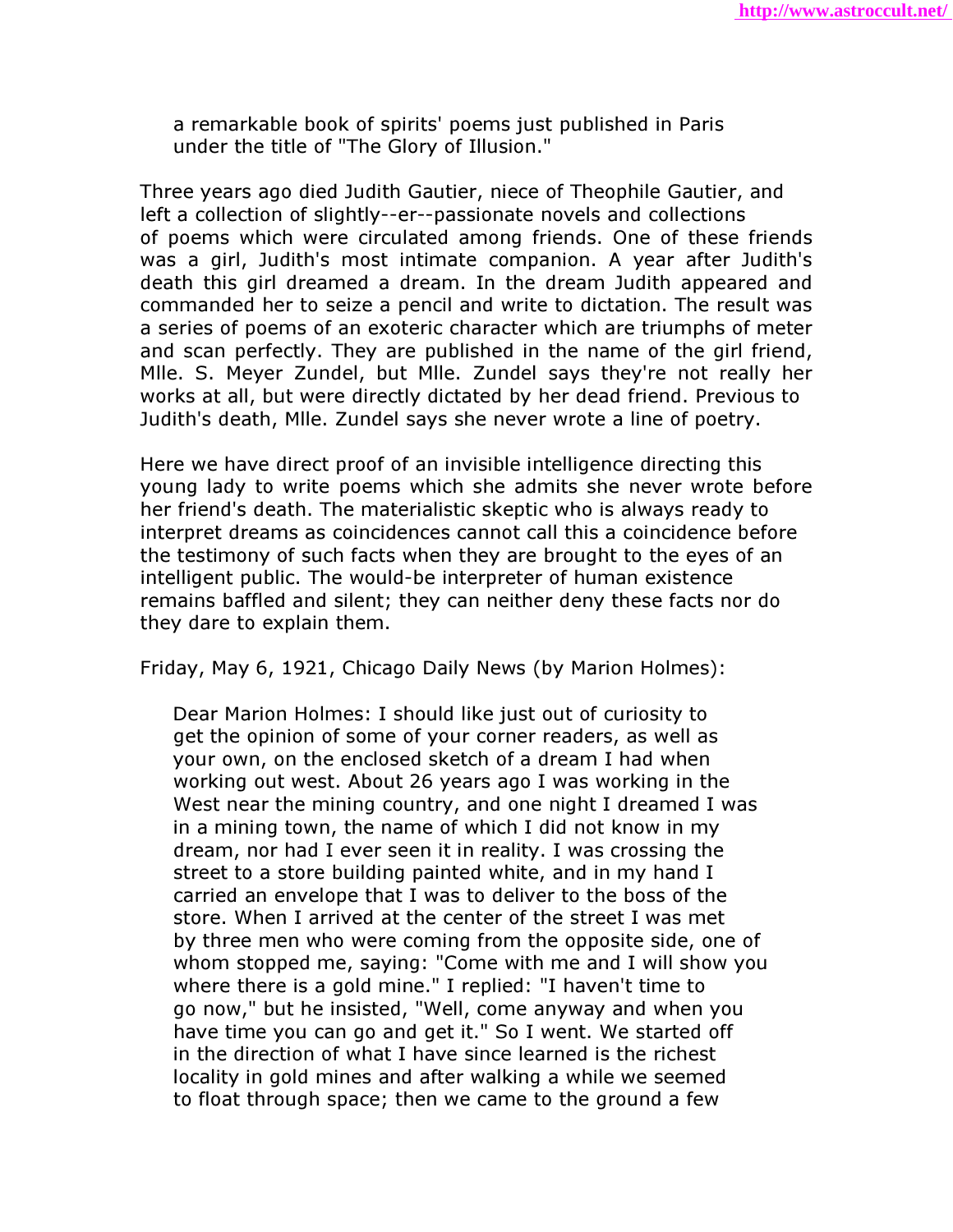> a remarkable book of spirits' poems just published in Paris under the title of "The Glory of Illusion."

Three years ago died Judith Gautier, niece of Theophile Gautier, and left a collection of slightly--er--passionate novels and collections of poems which were circulated among friends. One of these friends was a girl, Judith's most intimate companion. A year after Judith's death this girl dreamed a dream. In the dream Judith appeared and commanded her to seize a pencil and write to dictation. The result was a series of poems of an exoteric character which are triumphs of meter and scan perfectly. They are published in the name of the girl friend, Mlle. S. Meyer Zundel, but Mlle. Zundel says they're not really her works at all, but were directly dictated by her dead friend. Previous to Judith's death, Mlle. Zundel says she never wrote a line of poetry.

Here we have direct proof of an invisible intelligence directing this young lady to write poems which she admits she never wrote before her friend's death. The materialistic skeptic who is always ready to interpret dreams as coincidences cannot call this a coincidence before the testimony of such facts when they are brought to the eyes of an intelligent public. The would-be interpreter of human existence remains baffled and silent; they can neither deny these facts nor do they dare to explain them.

Friday, May 6, 1921, Chicago Daily News (by Marion Holmes):

> Dear Marion Holmes: I should like just out of curiosity to get the opinion of some of your corner readers, as well as your own, on the enclosed sketch of a dream I had when working out west. About 26 years ago I was working in the West near the mining country, and one night I dreamed I was in a mining town, the name of which I did not know in my dream, nor had I ever seen it in reality. I was crossing the street to a store building painted white, and in my hand I carried an envelope that I was to deliver to the boss of the store. When I arrived at the center of the street I was met by three men who were coming from the opposite side, one of whom stopped me, saying: "Come with me and I will show you where there is a gold mine." I replied: "I haven't time to go now," but he insisted, "Well, come anyway and when you have time you can go and get it." So I went. We started off in the direction of what I have since learned is the richest locality in gold mines and after walking a while we seemed to float through space; then we came to the ground a few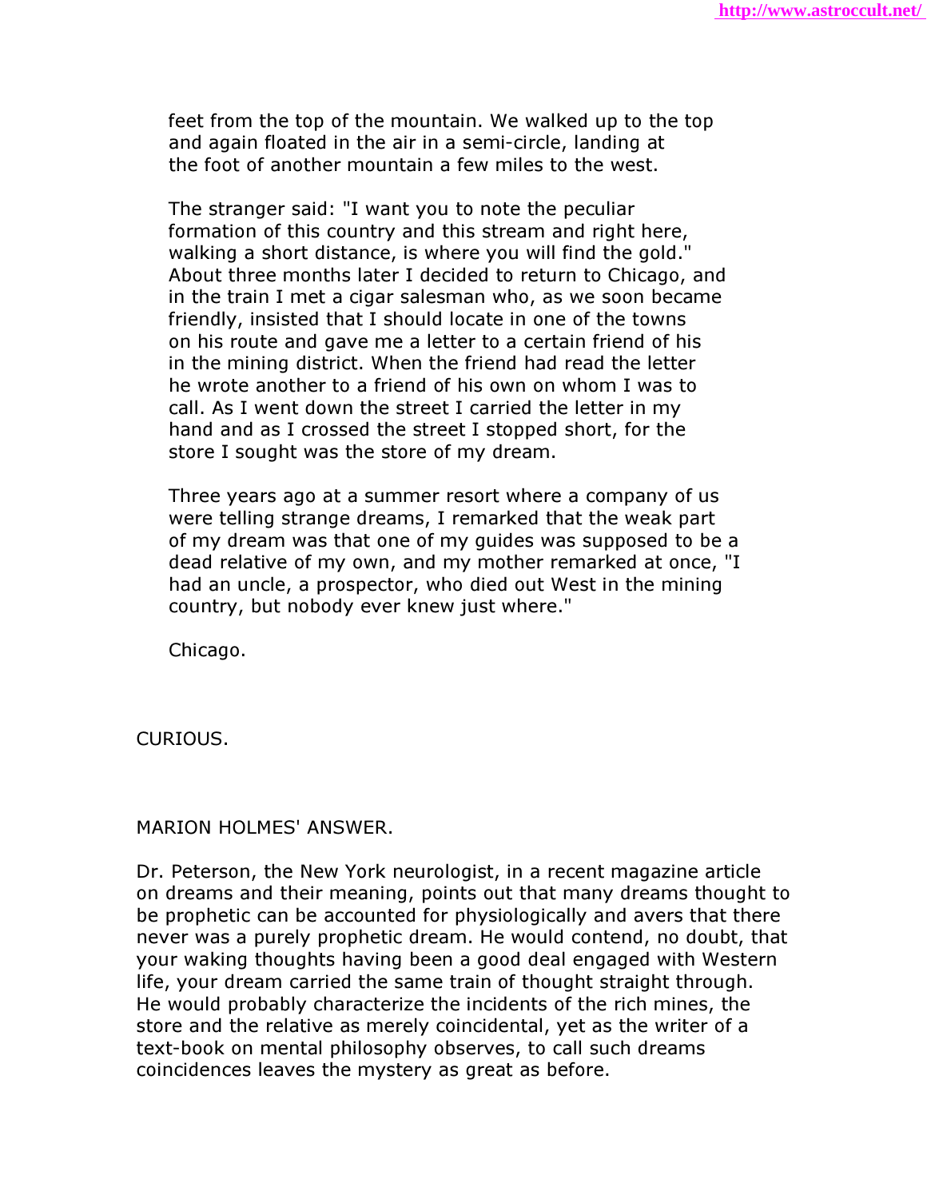feet from the top of the mountain. We walked up to the top and again floated in the air in a semi-circle, landing at the foot of another mountain a few miles to the west.

The stranger said: "I want you to note the peculiar formation of this country and this stream and right here, walking a short distance, is where you will find the gold." About three months later I decided to return to Chicago, and in the train I met a cigar salesman who, as we soon became friendly, insisted that I should locate in one of the towns on his route and gave me a letter to a certain friend of his in the mining district. When the friend had read the letter he wrote another to a friend of his own on whom I was to call. As I went down the street I carried the letter in my hand and as I crossed the street I stopped short, for the store I sought was the store of my dream.

Three years ago at a summer resort where a company of us were telling strange dreams, I remarked that the weak part of my dream was that one of my guides was supposed to be a dead relative of my own, and my mother remarked at once, "I had an uncle, a prospector, who died out West in the mining country, but nobody ever knew just where."

Chicago.

CURIOUS.

MARION HOLMES' ANSWER.

Dr. Peterson, the New York neurologist, in a recent magazine article on dreams and their meaning, points out that many dreams thought to be prophetic can be accounted for physiologically and avers that there never was a purely prophetic dream. He would contend, no doubt, that your waking thoughts having been a good deal engaged with Western life, your dream carried the same train of thought straight through. He would probably characterize the incidents of the rich mines, the store and the relative as merely coincidental, yet as the writer of a text-book on mental philosophy observes, to call such dreams coincidences leaves the mystery as great as before.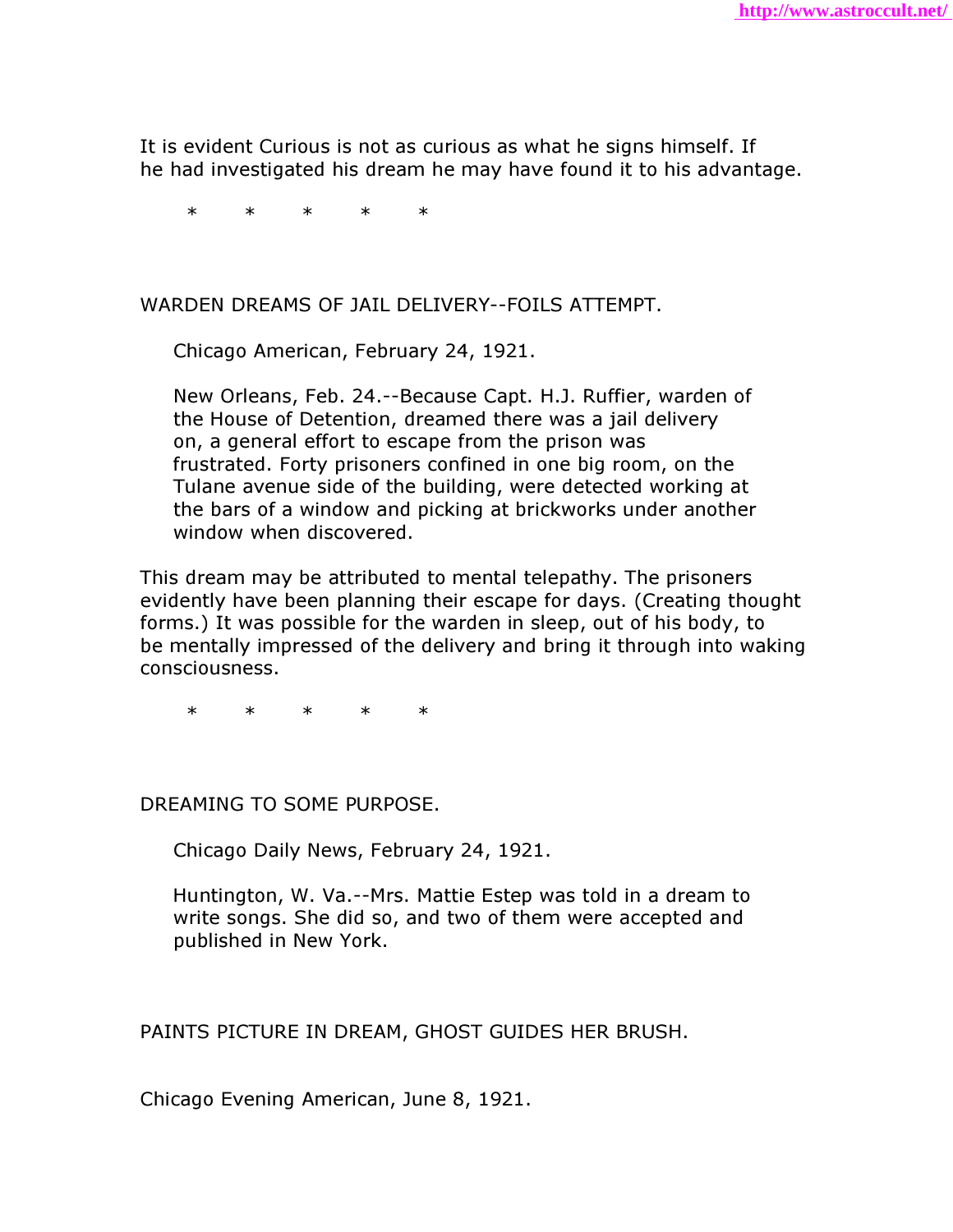It is evident Curious is not as curious as what he signs himself. If he had investigated his dream he may have found it to his advantage.

\*       \*       \*       \*       \*

## WARDEN DREAMS OF JAIL DELIVERY--FOILS ATTEMPT.

> Chicago American, February 24, 1921.
>
> New Orleans, Feb. 24.--Because Capt. H.J. Ruffier, warden of the House of Detention, dreamed there was a jail delivery on, a general effort to escape from the prison was frustrated. Forty prisoners confined in one big room, on the Tulane avenue side of the building, were detected working at the bars of a window and picking at brickworks under another window when discovered.

This dream may be attributed to mental telepathy. The prisoners evidently have been planning their escape for days. (Creating thought forms.) It was possible for the warden in sleep, out of his body, to be mentally impressed of the delivery and bring it through into waking consciousness.

\*       \*       \*       \*       \*

## DREAMING TO SOME PURPOSE.

> Chicago Daily News, February 24, 1921.
>
> Huntington, W. Va.--Mrs. Mattie Estep was told in a dream to write songs. She did so, and two of them were accepted and published in New York.

## PAINTS PICTURE IN DREAM, GHOST GUIDES HER BRUSH.

Chicago Evening American, June 8, 1921.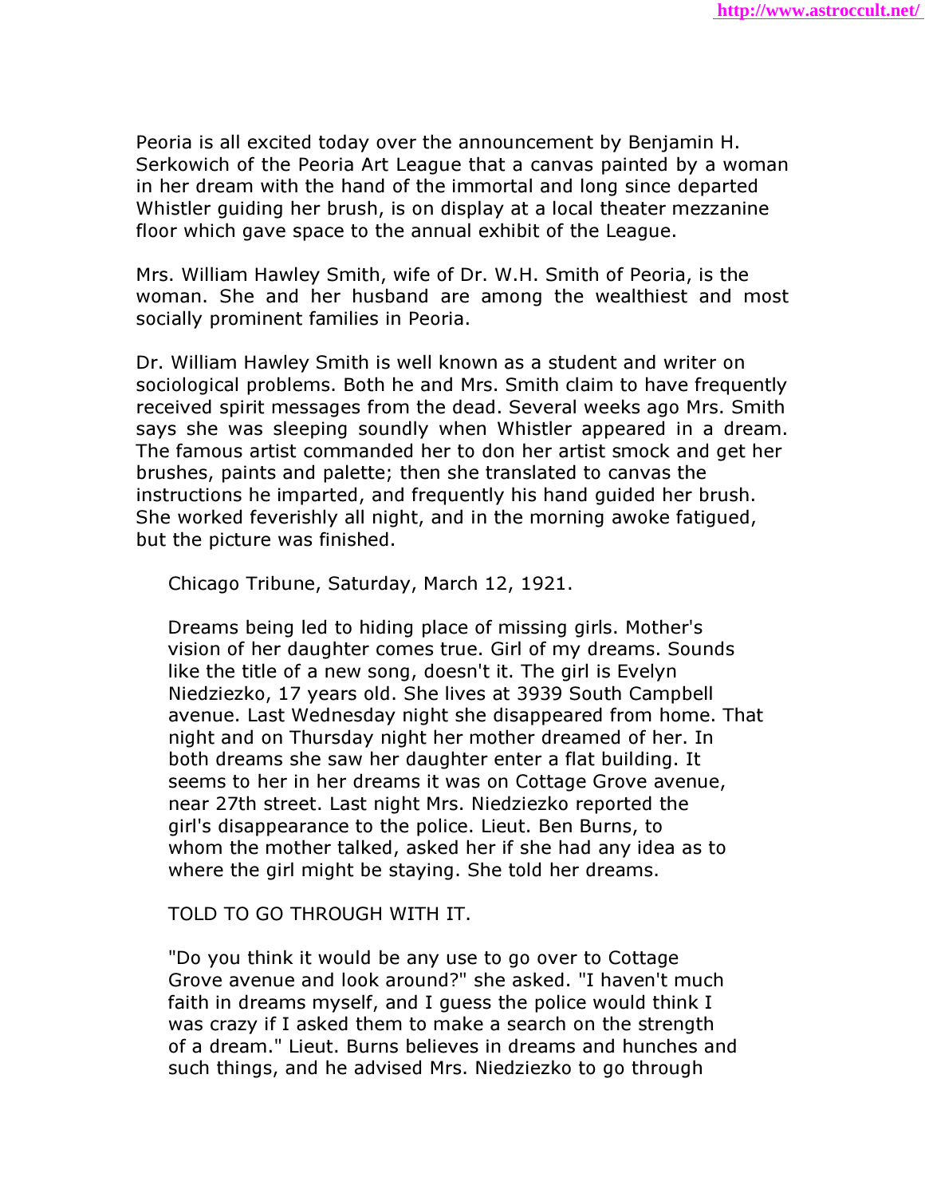Peoria is all excited today over the announcement by Benjamin H. Serkowich of the Peoria Art League that a canvas painted by a woman in her dream with the hand of the immortal and long since departed Whistler guiding her brush, is on display at a local theater mezzanine floor which gave space to the annual exhibit of the League.

Mrs. William Hawley Smith, wife of Dr. W.H. Smith of Peoria, is the woman. She and her husband are among the wealthiest and most socially prominent families in Peoria.

Dr. William Hawley Smith is well known as a student and writer on sociological problems. Both he and Mrs. Smith claim to have frequently received spirit messages from the dead. Several weeks ago Mrs. Smith says she was sleeping soundly when Whistler appeared in a dream. The famous artist commanded her to don her artist smock and get her brushes, paints and palette; then she translated to canvas the instructions he imparted, and frequently his hand guided her brush. She worked feverishly all night, and in the morning awoke fatigued, but the picture was finished.

Chicago Tribune, Saturday, March 12, 1921.

Dreams being led to hiding place of missing girls. Mother's vision of her daughter comes true. Girl of my dreams. Sounds like the title of a new song, doesn't it. The girl is Evelyn Niedziezko, 17 years old. She lives at 3939 South Campbell avenue. Last Wednesday night she disappeared from home. That night and on Thursday night her mother dreamed of her. In both dreams she saw her daughter enter a flat building. It seems to her in her dreams it was on Cottage Grove avenue, near 27th street. Last night Mrs. Niedziezko reported the girl's disappearance to the police. Lieut. Ben Burns, to whom the mother talked, asked her if she had any idea as to where the girl might be staying. She told her dreams.

TOLD TO GO THROUGH WITH IT.

"Do you think it would be any use to go over to Cottage Grove avenue and look around?" she asked. "I haven't much faith in dreams myself, and I guess the police would think I was crazy if I asked them to make a search on the strength of a dream." Lieut. Burns believes in dreams and hunches and such things, and he advised Mrs. Niedziezko to go through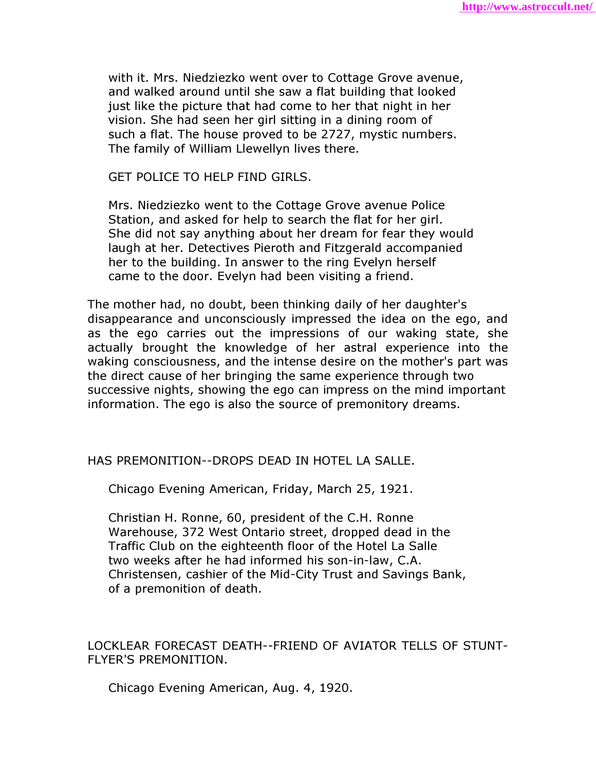> with it. Mrs. Niedziezko went over to Cottage Grove avenue, and walked around until she saw a flat building that looked just like the picture that had come to her that night in her vision. She had seen her girl sitting in a dining room of such a flat. The house proved to be 2727, mystic numbers. The family of William Llewellyn lives there.
>
> GET POLICE TO HELP FIND GIRLS.
>
> Mrs. Niedziezko went to the Cottage Grove avenue Police Station, and asked for help to search the flat for her girl. She did not say anything about her dream for fear they would laugh at her. Detectives Pieroth and Fitzgerald accompanied her to the building. In answer to the ring Evelyn herself came to the door. Evelyn had been visiting a friend.

The mother had, no doubt, been thinking daily of her daughter's disappearance and unconsciously impressed the idea on the ego, and as the ego carries out the impressions of our waking state, she actually brought the knowledge of her astral experience into the waking consciousness, and the intense desire on the mother's part was the direct cause of her bringing the same experience through two successive nights, showing the ego can impress on the mind important information. The ego is also the source of premonitory dreams.

HAS PREMONITION--DROPS DEAD IN HOTEL LA SALLE.

> Chicago Evening American, Friday, March 25, 1921.
>
> Christian H. Ronne, 60, president of the C.H. Ronne Warehouse, 372 West Ontario street, dropped dead in the Traffic Club on the eighteenth floor of the Hotel La Salle two weeks after he had informed his son-in-law, C.A. Christensen, cashier of the Mid-City Trust and Savings Bank, of a premonition of death.

LOCKLEAR FORECAST DEATH--FRIEND OF AVIATOR TELLS OF STUNT-FLYER'S PREMONITION.

> Chicago Evening American, Aug. 4, 1920.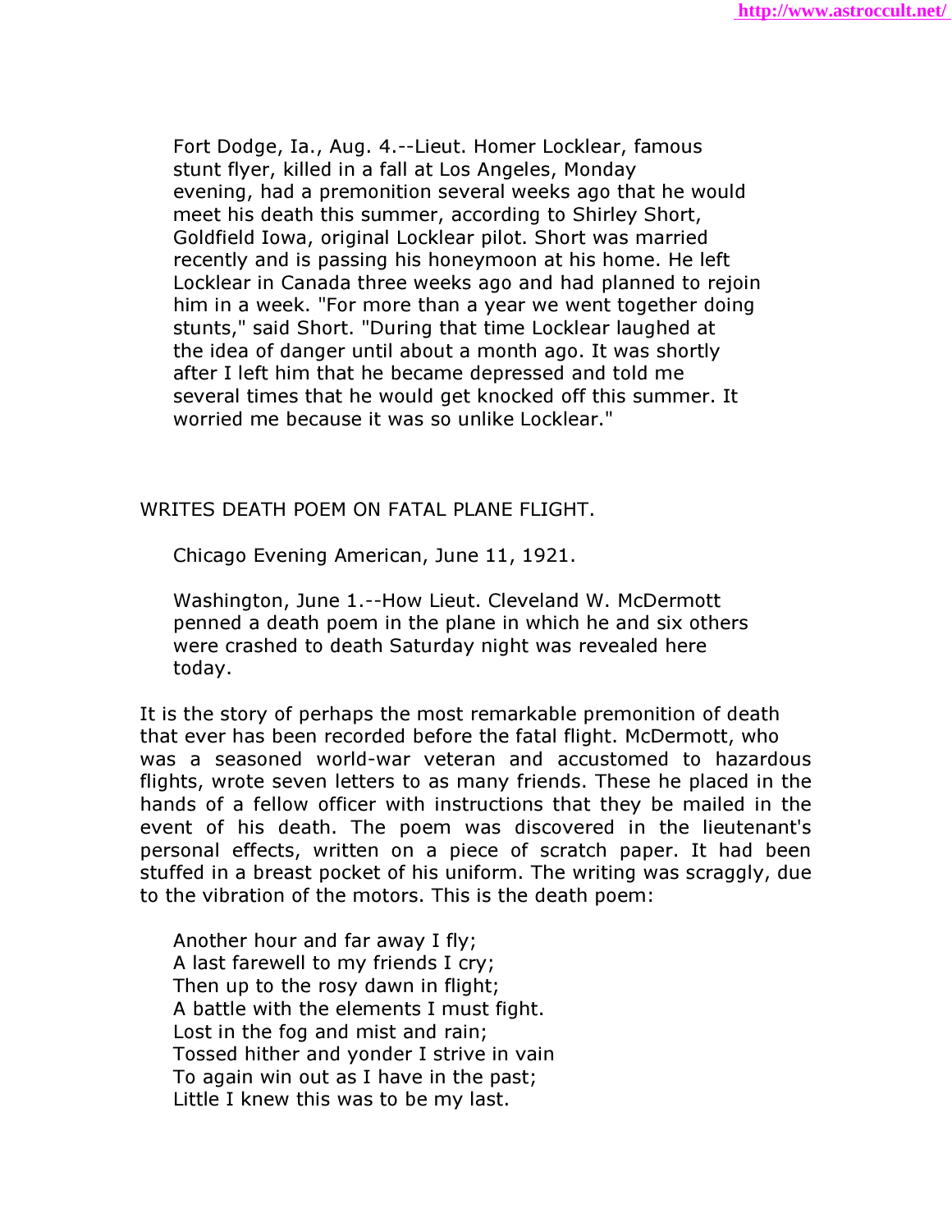> Fort Dodge, Ia., Aug. 4.--Lieut. Homer Locklear, famous stunt flyer, killed in a fall at Los Angeles, Monday evening, had a premonition several weeks ago that he would meet his death this summer, according to Shirley Short, Goldfield Iowa, original Locklear pilot. Short was married recently and is passing his honeymoon at his home. He left Locklear in Canada three weeks ago and had planned to rejoin him in a week. "For more than a year we went together doing stunts," said Short. "During that time Locklear laughed at the idea of danger until about a month ago. It was shortly after I left him that he became depressed and told me several times that he would get knocked off this summer. It worried me because it was so unlike Locklear."

WRITES DEATH POEM ON FATAL PLANE FLIGHT.

> Chicago Evening American, June 11, 1921.
>
> Washington, June 1.--How Lieut. Cleveland W. McDermott penned a death poem in the plane in which he and six others were crashed to death Saturday night was revealed here today.

It is the story of perhaps the most remarkable premonition of death that ever has been recorded before the fatal flight. McDermott, who was a seasoned world-war veteran and accustomed to hazardous flights, wrote seven letters to as many friends. These he placed in the hands of a fellow officer with instructions that they be mailed in the event of his death. The poem was discovered in the lieutenant's personal effects, written on a piece of scratch paper. It had been stuffed in a breast pocket of his uniform. The writing was scraggly, due to the vibration of the motors. This is the death poem:

> Another hour and far away I fly;
> A last farewell to my friends I cry;
> Then up to the rosy dawn in flight;
> A battle with the elements I must fight.
> Lost in the fog and mist and rain;
> Tossed hither and yonder I strive in vain
> To again win out as I have in the past;
> Little I knew this was to be my last.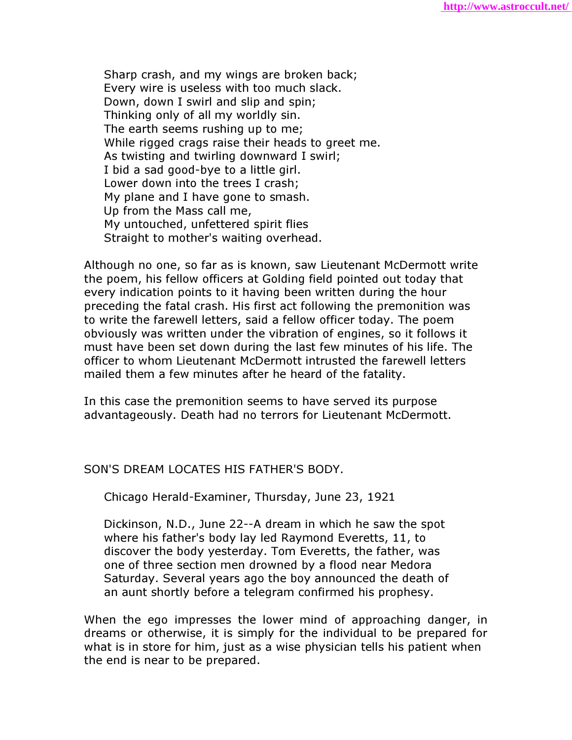> Sharp crash, and my wings are broken back;
> Every wire is useless with too much slack.
> Down, down I swirl and slip and spin;
> Thinking only of all my worldly sin.
> The earth seems rushing up to me;
> While rigged crags raise their heads to greet me.
> As twisting and twirling downward I swirl;
> I bid a sad good-bye to a little girl.
> Lower down into the trees I crash;
> My plane and I have gone to smash.
> Up from the Mass call me,
> My untouched, unfettered spirit flies
> Straight to mother's waiting overhead.

Although no one, so far as is known, saw Lieutenant McDermott write the poem, his fellow officers at Golding field pointed out today that every indication points to it having been written during the hour preceding the fatal crash. His first act following the premonition was to write the farewell letters, said a fellow officer today. The poem obviously was written under the vibration of engines, so it follows it must have been set down during the last few minutes of his life. The officer to whom Lieutenant McDermott intrusted the farewell letters mailed them a few minutes after he heard of the fatality.

In this case the premonition seems to have served its purpose advantageously. Death had no terrors for Lieutenant McDermott.

## SON'S DREAM LOCATES HIS FATHER'S BODY.

> Chicago Herald-Examiner, Thursday, June 23, 1921
>
> Dickinson, N.D., June 22--A dream in which he saw the spot where his father's body lay led Raymond Everetts, 11, to discover the body yesterday. Tom Everetts, the father, was one of three section men drowned by a flood near Medora Saturday. Several years ago the boy announced the death of an aunt shortly before a telegram confirmed his prophesy.

When the ego impresses the lower mind of approaching danger, in dreams or otherwise, it is simply for the individual to be prepared for what is in store for him, just as a wise physician tells his patient when the end is near to be prepared.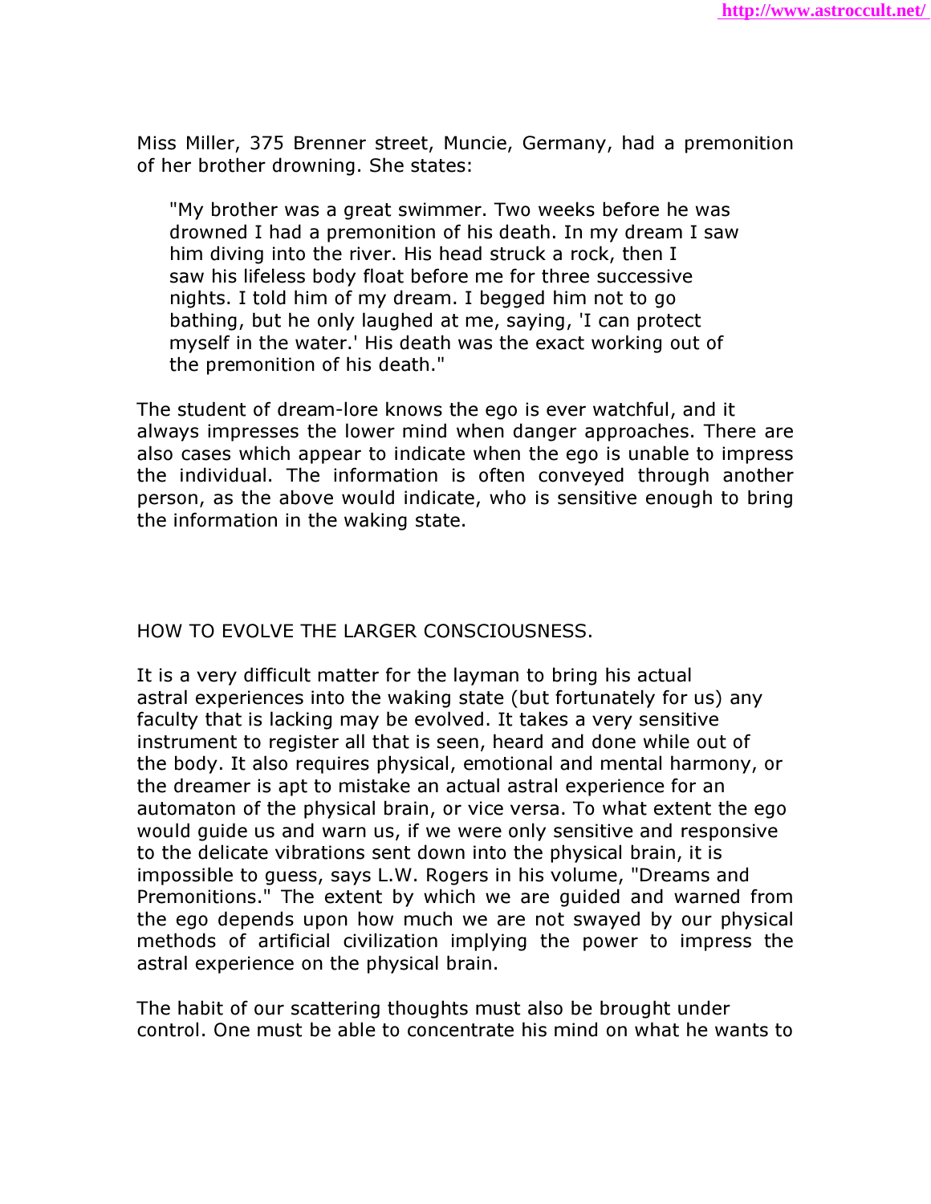Miss Miller, 375 Brenner street, Muncie, Germany, had a premonition of her brother drowning. She states:

> "My brother was a great swimmer. Two weeks before he was drowned I had a premonition of his death. In my dream I saw him diving into the river. His head struck a rock, then I saw his lifeless body float before me for three successive nights. I told him of my dream. I begged him not to go bathing, but he only laughed at me, saying, 'I can protect myself in the water.' His death was the exact working out of the premonition of his death."

The student of dream-lore knows the ego is ever watchful, and it always impresses the lower mind when danger approaches. There are also cases which appear to indicate when the ego is unable to impress the individual. The information is often conveyed through another person, as the above would indicate, who is sensitive enough to bring the information in the waking state.

## HOW TO EVOLVE THE LARGER CONSCIOUSNESS.

It is a very difficult matter for the layman to bring his actual astral experiences into the waking state (but fortunately for us) any faculty that is lacking may be evolved. It takes a very sensitive instrument to register all that is seen, heard and done while out of the body. It also requires physical, emotional and mental harmony, or the dreamer is apt to mistake an actual astral experience for an automaton of the physical brain, or vice versa. To what extent the ego would guide us and warn us, if we were only sensitive and responsive to the delicate vibrations sent down into the physical brain, it is impossible to guess, says L.W. Rogers in his volume, "Dreams and Premonitions." The extent by which we are guided and warned from the ego depends upon how much we are not swayed by our physical methods of artificial civilization implying the power to impress the astral experience on the physical brain.

The habit of our scattering thoughts must also be brought under control. One must be able to concentrate his mind on what he wants to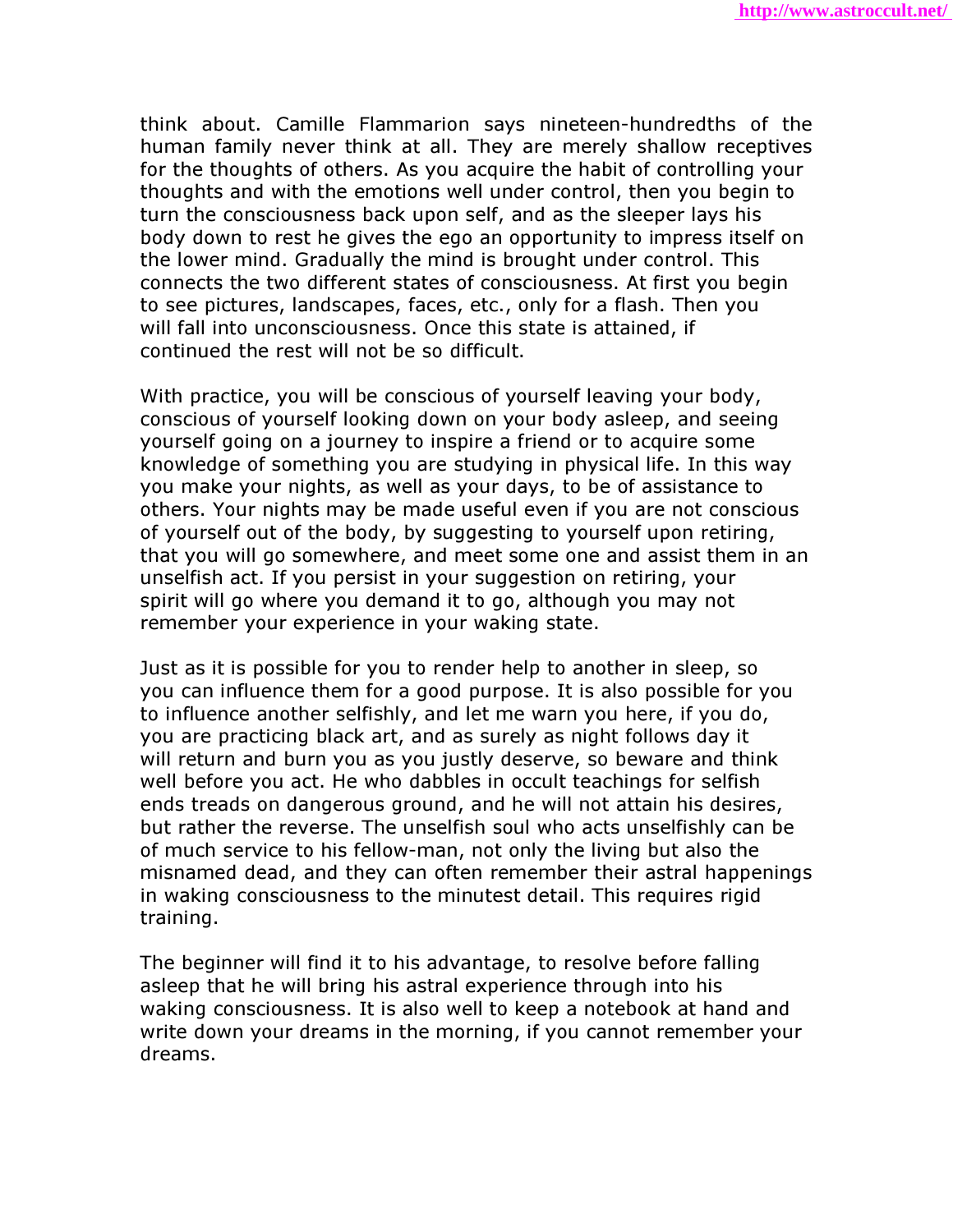think about. Camille Flammarion says nineteen-hundredths of the human family never think at all. They are merely shallow receptives for the thoughts of others. As you acquire the habit of controlling your thoughts and with the emotions well under control, then you begin to turn the consciousness back upon self, and as the sleeper lays his body down to rest he gives the ego an opportunity to impress itself on the lower mind. Gradually the mind is brought under control. This connects the two different states of consciousness. At first you begin to see pictures, landscapes, faces, etc., only for a flash. Then you will fall into unconsciousness. Once this state is attained, if continued the rest will not be so difficult.

With practice, you will be conscious of yourself leaving your body, conscious of yourself looking down on your body asleep, and seeing yourself going on a journey to inspire a friend or to acquire some knowledge of something you are studying in physical life. In this way you make your nights, as well as your days, to be of assistance to others. Your nights may be made useful even if you are not conscious of yourself out of the body, by suggesting to yourself upon retiring, that you will go somewhere, and meet some one and assist them in an unselfish act. If you persist in your suggestion on retiring, your spirit will go where you demand it to go, although you may not remember your experience in your waking state.

Just as it is possible for you to render help to another in sleep, so you can influence them for a good purpose. It is also possible for you to influence another selfishly, and let me warn you here, if you do, you are practicing black art, and as surely as night follows day it will return and burn you as you justly deserve, so beware and think well before you act. He who dabbles in occult teachings for selfish ends treads on dangerous ground, and he will not attain his desires, but rather the reverse. The unselfish soul who acts unselfishly can be of much service to his fellow-man, not only the living but also the misnamed dead, and they can often remember their astral happenings in waking consciousness to the minutest detail. This requires rigid training.

The beginner will find it to his advantage, to resolve before falling asleep that he will bring his astral experience through into his waking consciousness. It is also well to keep a notebook at hand and write down your dreams in the morning, if you cannot remember your dreams.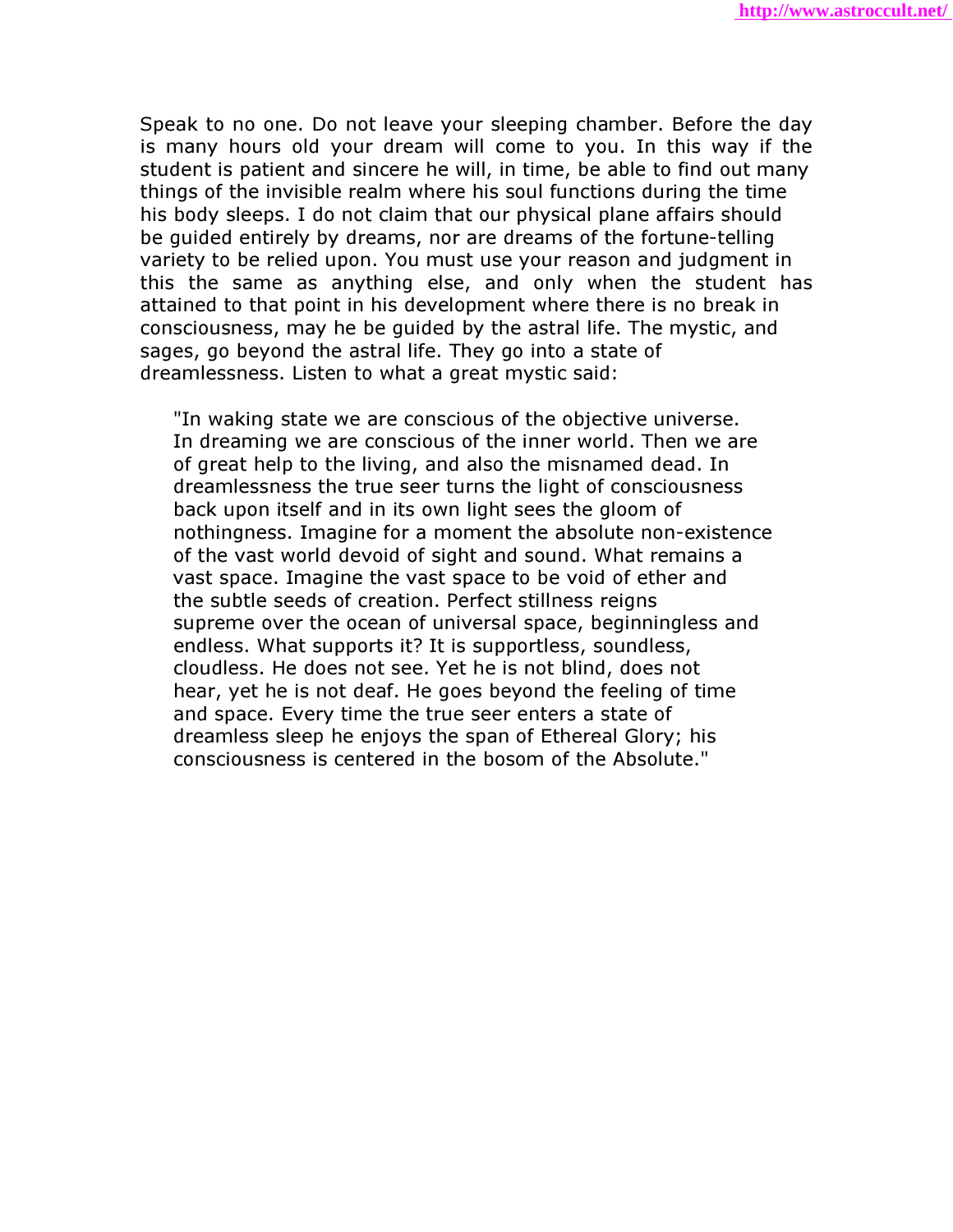Speak to no one. Do not leave your sleeping chamber. Before the day is many hours old your dream will come to you. In this way if the student is patient and sincere he will, in time, be able to find out many things of the invisible realm where his soul functions during the time his body sleeps. I do not claim that our physical plane affairs should be guided entirely by dreams, nor are dreams of the fortune-telling variety to be relied upon. You must use your reason and judgment in this the same as anything else, and only when the student has attained to that point in his development where there is no break in consciousness, may he be guided by the astral life. The mystic, and sages, go beyond the astral life. They go into a state of dreamlessness. Listen to what a great mystic said:

> "In waking state we are conscious of the objective universe. In dreaming we are conscious of the inner world. Then we are of great help to the living, and also the misnamed dead. In dreamlessness the true seer turns the light of consciousness back upon itself and in its own light sees the gloom of nothingness. Imagine for a moment the absolute non-existence of the vast world devoid of sight and sound. What remains a vast space. Imagine the vast space to be void of ether and the subtle seeds of creation. Perfect stillness reigns supreme over the ocean of universal space, beginningless and endless. What supports it? It is supportless, soundless, cloudless. He does not see. Yet he is not blind, does not hear, yet he is not deaf. He goes beyond the feeling of time and space. Every time the true seer enters a state of dreamless sleep he enjoys the span of Ethereal Glory; his consciousness is centered in the bosom of the Absolute."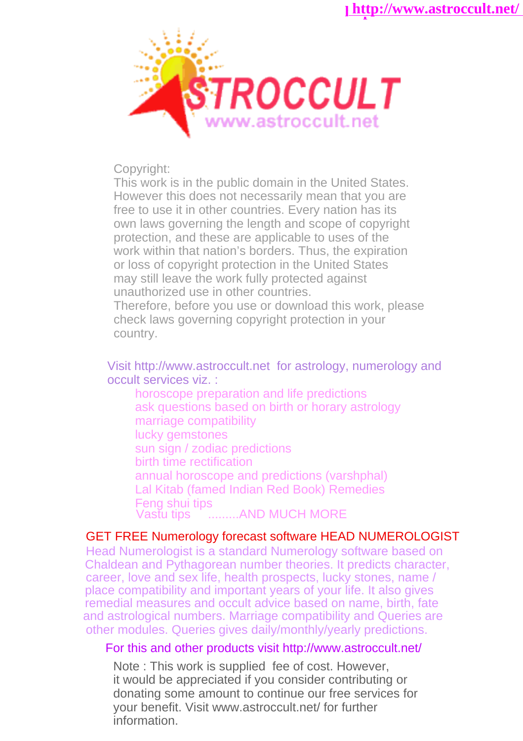http://www.astroccult.net/

STROCCULT
www.astroccult.net

Copyright:
This work is in the public domain in the United States. However this does not necessarily mean that you are free to use it in other countries. Every nation has its own laws governing the length and scope of copyright protection, and these are applicable to uses of the work within that nation's borders. Thus, the expiration or loss of copyright protection in the United States may still leave the work fully protected against unauthorized use in other countries.
Therefore, before you use or download this work, please check laws governing copyright protection in your country.

Visit http://www.astroccult.net for astrology, numerology and occult services viz. :

- horoscope preparation and life predictions
- ask questions based on birth or horary astrology
- marriage compatibility
- lucky gemstones
- sun sign / zodiac predictions
- birth time rectification
- annual horoscope and predictions (varshphal)
- Lal Kitab (famed Indian Red Book) Remedies
- Feng shui tips
- Vastu tips .........AND MUCH MORE

GET FREE Numerology forecast software HEAD NUMEROLOGIST

Head Numerologist is a standard Numerology software based on Chaldean and Pythagorean number theories. It predicts character, career, love and sex life, health prospects, lucky stones, name / place compatibility and important years of your life. It also gives remedial measures and occult advice based on name, birth, fate and astrological numbers. Marriage compatibility and Queries are other modules. Queries gives daily/monthly/yearly predictions.

For this and other products visit http://www.astroccult.net/

Note : This work is supplied fee of cost. However, it would be appreciated if you consider contributing or donating some amount to continue our free services for your benefit. Visit www.astroccult.net/ for further information.